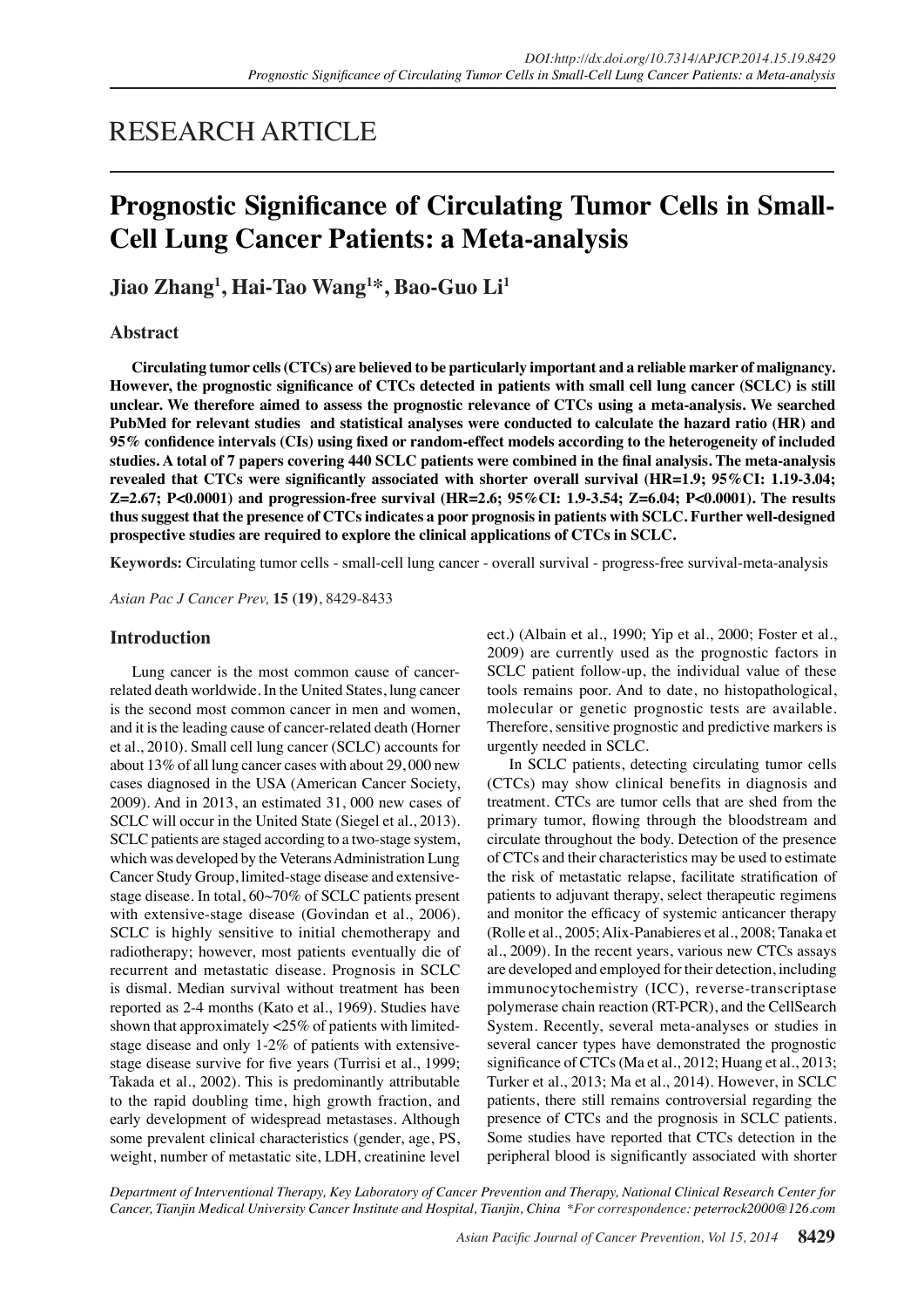RESEARCH ARTICLE

# Prognostic Significance of Circulating Tumor Cells in Small-Cell Lung Cancer Patients: a Meta-analysis

**Jiao Zhang[1], Hai-Tao Wang[1]*, Bao-Guo Li[1]**

## Abstract

**Circulating tumor cells (CTCs) are believed to be particularly important and a reliable marker of malignancy. However, the prognostic significance of CTCs detected in patients with small cell lung cancer (SCLC) is still unclear. We therefore aimed to assess the prognostic relevance of CTCs using a meta-analysis. We searched PubMed for relevant studies and statistical analyses were conducted to calculate the hazard ratio (HR) and 95% confidence intervals (CIs) using fixed or random-effect models according to the heterogeneity of included studies. A total of 7 papers covering 440 SCLC patients were combined in the final analysis. The meta-analysis revealed that CTCs were significantly associated with shorter overall survival (HR=1.9; 95%CI: 1.19-3.04; Z=2.67; P<0.0001) and progression-free survival (HR=2.6; 95%CI: 1.9-3.54; Z=6.04; P<0.0001). The results thus suggest that the presence of CTCs indicates a poor prognosis in patients with SCLC. Further well-designed prospective studies are required to explore the clinical applications of CTCs in SCLC.**

**Keywords:** Circulating tumor cells - small-cell lung cancer - overall survival - progress-free survival-meta-analysis

*Asian Pac J Cancer Prev,* **15 (19)**, 8429-8433

## Introduction

Lung cancer is the most common cause of cancer-related death worldwide. In the United States, lung cancer is the second most common cancer in men and women, and it is the leading cause of cancer-related death (Horner et al., 2010). Small cell lung cancer (SCLC) accounts for about 13% of all lung cancer cases with about 29,000 new cases diagnosed in the USA (American Cancer Society, 2009). And in 2013, an estimated 31, 000 new cases of SCLC will occur in the United State (Siegel et al., 2013). SCLC patients are staged according to a two-stage system, which was developed by the Veterans Administration Lung Cancer Study Group, limited-stage disease and extensive-stage disease. In total, 60~70% of SCLC patients present with extensive-stage disease (Govindan et al., 2006). SCLC is highly sensitive to initial chemotherapy and radiotherapy; however, most patients eventually die of recurrent and metastatic disease. Prognosis in SCLC is dismal. Median survival without treatment has been reported as 2-4 months (Kato et al., 1969). Studies have shown that approximately <25% of patients with limited-stage disease and only 1-2% of patients with extensive-stage disease survive for five years (Turrisi et al., 1999; Takada et al., 2002). This is predominantly attributable to the rapid doubling time, high growth fraction, and early development of widespread metastases. Although some prevalent clinical characteristics (gender, age, PS, weight, number of metastatic site, LDH, creatinine level ect.) (Albain et al., 1990; Yip et al., 2000; Foster et al., 2009) are currently used as the prognostic factors in SCLC patient follow-up, the individual value of these tools remains poor. And to date, no histopathological, molecular or genetic prognostic tests are available. Therefore, sensitive prognostic and predictive markers is urgently needed in SCLC.

In SCLC patients, detecting circulating tumor cells (CTCs) may show clinical benefits in diagnosis and treatment. CTCs are tumor cells that are shed from the primary tumor, flowing through the bloodstream and circulate throughout the body. Detection of the presence of CTCs and their characteristics may be used to estimate the risk of metastatic relapse, facilitate stratification of patients to adjuvant therapy, select therapeutic regimens and monitor the efficacy of systemic anticancer therapy (Rolle et al., 2005; Alix-Panabieres et al., 2008; Tanaka et al., 2009). In the recent years, various new CTCs assays are developed and employed for their detection, including immunocytochemistry (ICC), reverse-transcriptase polymerase chain reaction (RT-PCR), and the CellSearch System. Recently, several meta-analyses or studies in several cancer types have demonstrated the prognostic significance of CTCs (Ma et al., 2012; Huang et al., 2013; Turker et al., 2013; Ma et al., 2014). However, in SCLC patients, there still remains controversial regarding the presence of CTCs and the prognosis in SCLC patients. Some studies have reported that CTCs detection in the peripheral blood is significantly associated with shorter

*Department of Interventional Therapy, Key Laboratory of Cancer Prevention and Therapy, National Clinical Research Center for Cancer, Tianjin Medical University Cancer Institute and Hospital, Tianjin, China \*For correspondence: peterrock2000@126.com*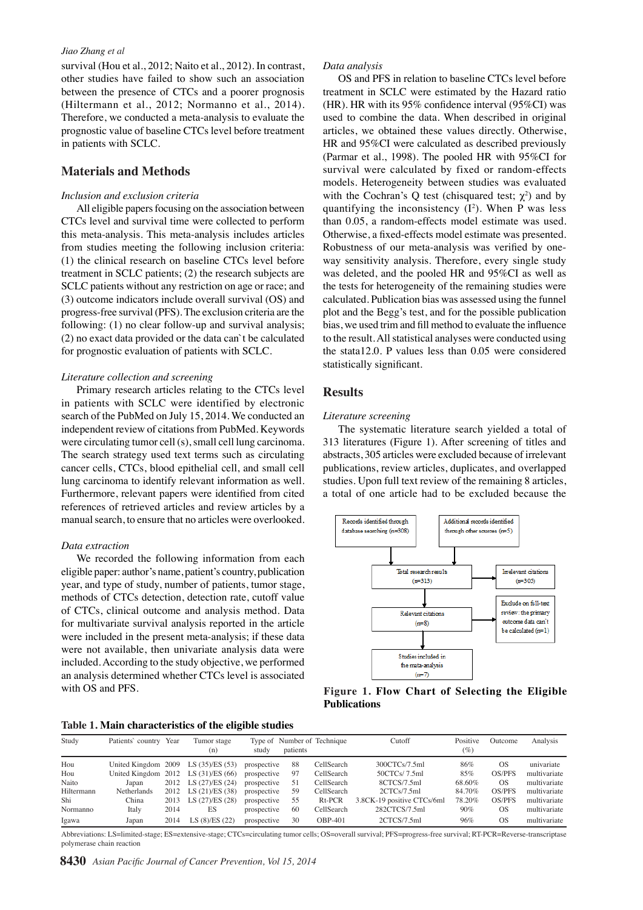survival (Hou et al., 2012; Naito et al., 2012). In contrast, other studies have failed to show such an association between the presence of CTCs and a poorer prognosis (Hiltermann et al., 2012; Normanno et al., 2014). Therefore, we conducted a meta-analysis to evaluate the prognostic value of baseline CTCs level before treatment in patients with SCLC.

## Materials and Methods

*Inclusion and exclusion criteria*

All eligible papers focusing on the association between CTCs level and survival time were collected to perform this meta-analysis. This meta-analysis includes articles from studies meeting the following inclusion criteria: (1) the clinical research on baseline CTCs level before treatment in SCLC patients; (2) the research subjects are SCLC patients without any restriction on age or race; and (3) outcome indicators include overall survival (OS) and progress-free survival (PFS). The exclusion criteria are the following: (1) no clear follow-up and survival analysis; (2) no exact data provided or the data can`t be calculated for prognostic evaluation of patients with SCLC.

*Literature collection and screening*

Primary research articles relating to the CTCs level in patients with SCLC were identified by electronic search of the PubMed on July 15, 2014. We conducted an independent review of citations from PubMed. Keywords were circulating tumor cell (s), small cell lung carcinoma. The search strategy used text terms such as circulating cancer cells, CTCs, blood epithelial cell, and small cell lung carcinoma to identify relevant information as well. Furthermore, relevant papers were identified from cited references of retrieved articles and review articles by a manual search, to ensure that no articles were overlooked.

*Data extraction*

We recorded the following information from each eligible paper: author's name, patient's country, publication year, and type of study, number of patients, tumor stage, methods of CTCs detection, detection rate, cutoff value of CTCs, clinical outcome and analysis method. Data for multivariate survival analysis reported in the article were included in the present meta-analysis; if these data were not available, then univariate analysis data were included. According to the study objective, we performed an analysis determined whether CTCs level is associated with OS and PFS.

*Data analysis*

OS and PFS in relation to baseline CTCs level before treatment in SCLC were estimated by the Hazard ratio (HR). HR with its 95% confidence interval (95%CI) was used to combine the data. When described in original articles, we obtained these values directly. Otherwise, HR and 95%CI were calculated as described previously (Parmar et al., 1998). The pooled HR with 95%CI for survival were calculated by fixed or random-effects models. Heterogeneity between studies was evaluated with the Cochran's Q test (chisquared test; $\chi^2$) and by quantifying the inconsistency ($I^2$). When P was less than 0.05, a random-effects model estimate was used. Otherwise, a fixed-effects model estimate was presented. Robustness of our meta-analysis was verified by one-way sensitivity analysis. Therefore, every single study was deleted, and the pooled HR and 95%CI as well as the tests for heterogeneity of the remaining studies were calculated. Publication bias was assessed using the funnel plot and the Begg's test, and for the possible publication bias, we used trim and fill method to evaluate the influence to the result. All statistical analyses were conducted using the stata12.0. P values less than 0.05 were considered statistically significant.

## Results

*Literature screening*

The systematic literature search yielded a total of 313 literatures (Figure 1). After screening of titles and abstracts, 305 articles were excluded because of irrelevant publications, review articles, duplicates, and overlapped studies. Upon full text review of the remaining 8 articles, a total of one article had to be excluded because the

Records identified through database searching (n=308) | Additional records identified through other sources (n=5) → Total research results (n=313) → Irrelevant citations (n=305); Relevant citations (n=8) → Exclude on full-text review: the primary outcome data can't be calculated (n=1); Studies included in the mata-analysis (n=7)

**Figure 1. Flow Chart of Selecting the Eligible Publications**

**Table 1. Main characteristics of the eligible studies**

| Study | Patients' country | Year | Tumor stage (n) | Type of study | Number of patients | Technique | Cutoff | Positive (%) | Outcome | Analysis |
|---|---|---|---|---|---|---|---|---|---|---|
| Hou | United Kingdom | 2009 | LS (35)/ES (53) | prospective | 88 | CellSearch | 300CTCs/7.5ml | 86% | OS | univariate |
| Hou | United Kingdom | 2012 | LS (31)/ES (66) | prospective | 97 | CellSearch | 50CTCs/ 7.5ml | 85% | OS/PFS | multivariate |
| Naito | Japan | 2012 | LS (27)/ES (24) | prospective | 51 | CellSearch | 8CTCS/7.5ml | 68.60% | OS | multivariate |
| Hiltermann | Netherlands | 2012 | LS (21)/ES (38) | prospective | 59 | CellSearch | 2CTCs/7.5ml | 84.70% | OS/PFS | multivariate |
| Shi | China | 2013 | LS (27)/ES (28) | prospective | 55 | Rt-PCR | 3.8CK-19 positive CTCs/6ml | 78.20% | OS/PFS | multivariate |
| Normanno | Italy | 2014 | ES | prospective | 60 | CellSearch | 282CTCS/7.5ml | 90% | OS | multivariate |
| Igawa | Japan | 2014 | LS (8)/ES (22) | prospective | 30 | OBP-401 | 2CTCS/7.5ml | 96% | OS | multivariate |

Abbreviations: LS=limited-stage; ES=extensive-stage; CTCs=circulating tumor cells; OS=overall survival; PFS=progress-free survival; RT-PCR=Reverse-transcriptase polymerase chain reaction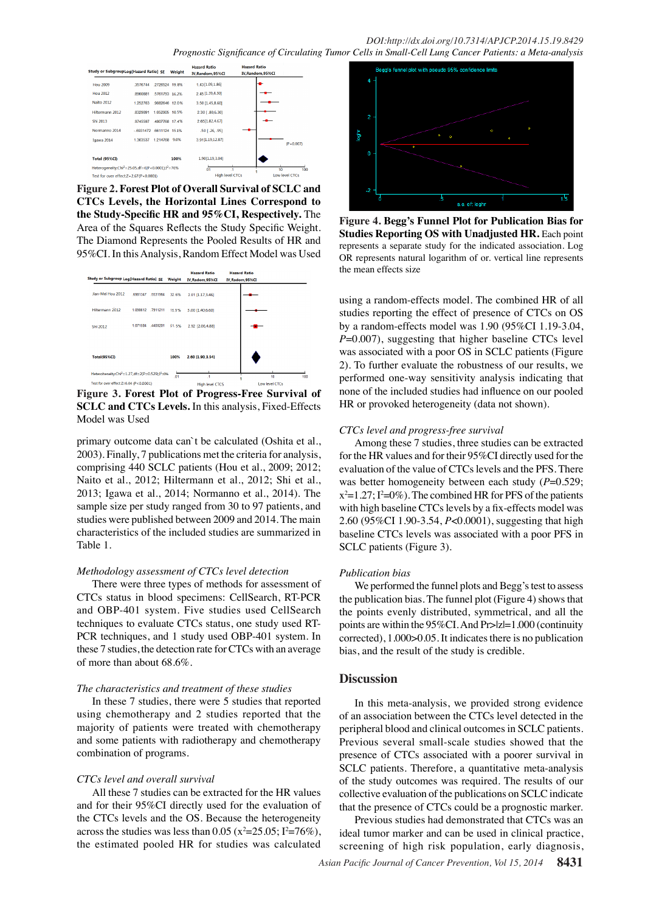**Figure 2. Forest Plot of Overall Survival of SCLC and CTCs Levels, the Horizontal Lines Correspond to the Study-Specific HR and 95%CI, Respectively.** The Area of the Squares Reflects the Study Specific Weight. The Diamond Represents the Pooled Results of HR and 95%CI. In this Analysis, Random Effect Model was Used

**Figure 3. Forest Plot of Progress-Free Survival of SCLC and CTCs Levels.** In this analysis, Fixed-Effects Model was Used

primary outcome data can`t be calculated (Oshita et al., 2003). Finally, 7 publications met the criteria for analysis, comprising 440 SCLC patients (Hou et al., 2009; 2012; Naito et al., 2012; Hiltermann et al., 2012; Shi et al., 2013; Igawa et al., 2014; Normanno et al., 2014). The sample size per study ranged from 30 to 97 patients, and studies were published between 2009 and 2014. The main characteristics of the included studies are summarized in Table 1.

*Methodology assessment of CTCs level detection*

There were three types of methods for assessment of CTCs status in blood specimens: CellSearch, RT-PCR and OBP-401 system. Five studies used CellSearch techniques to evaluate CTCs status, one study used RT-PCR techniques, and 1 study used OBP-401 system. In these 7 studies, the detection rate for CTCs with an average of more than about 68.6%.

*The characteristics and treatment of these studies*

In these 7 studies, there were 5 studies that reported using chemotherapy and 2 studies reported that the majority of patients were treated with chemotherapy and some patients with radiotherapy and chemotherapy combination of programs.

*CTCs level and overall survival*

All these 7 studies can be extracted for the HR values and for their 95%CI directly used for the evaluation of the CTCs levels and the OS. Because the heterogeneity across the studies was less than 0.05 ($x^2$=25.05; $I^2$=76%), the estimated pooled HR for studies was calculated using a random-effects model. The combined HR of all studies reporting the effect of presence of CTCs on OS by a random-effects model was 1.90 (95%CI 1.19-3.04, $P$=0.007), suggesting that higher baseline CTCs level was associated with a poor OS in SCLC patients (Figure 2). To further evaluate the robustness of our results, we performed one-way sensitivity analysis indicating that none of the included studies had influence on our pooled HR or provoked heterogeneity (data not shown).

**Figure 4. Begg's Funnel Plot for Publication Bias for Studies Reporting OS with Unadjusted HR.** Each point represents a separate study for the indicated association. Log OR represents natural logarithm of or. vertical line represents the mean effects size

*CTCs level and progress-free survival*

Among these 7 studies, three studies can be extracted for the HR values and for their 95%CI directly used for the evaluation of the value of CTCs levels and the PFS. There was better homogeneity between each study ($P$=0.529; $x^2$=1.27; $I^2$=0%). The combined HR for PFS of the patients with high baseline CTCs levels by a fix-effects model was 2.60 (95%CI 1.90-3.54, $P$<0.0001), suggesting that high baseline CTCs levels was associated with a poor PFS in SCLC patients (Figure 3).

*Publication bias*

We performed the funnel plots and Begg's test to assess the publication bias. The funnel plot (Figure 4) shows that the points evenly distributed, symmetrical, and all the points are within the 95%CI. And Pr>|z|=1.000 (continuity corrected), 1.000>0.05. It indicates there is no publication bias, and the result of the study is credible.

## Discussion

In this meta-analysis, we provided strong evidence of an association between the CTCs level detected in the peripheral blood and clinical outcomes in SCLC patients. Previous several small-scale studies showed that the presence of CTCs associated with a poorer survival in SCLC patients. Therefore, a quantitative meta-analysis of the study outcomes was required. The results of our collective evaluation of the publications on SCLC indicate that the presence of CTCs could be a prognostic marker.

Previous studies had demonstrated that CTCs was an ideal tumor marker and can be used in clinical practice, screening of high risk population, early diagnosis,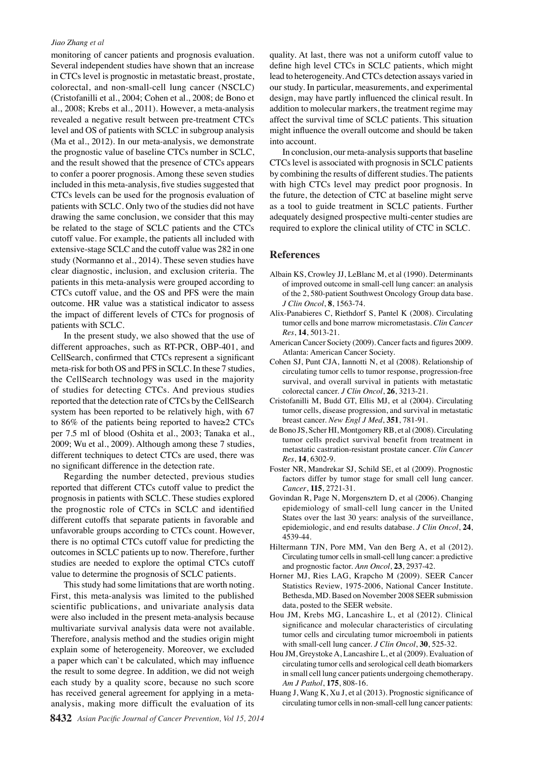monitoring of cancer patients and prognosis evaluation. Several independent studies have shown that an increase in CTCs level is prognostic in metastatic breast, prostate, colorectal, and non-small-cell lung cancer (NSCLC) (Cristofanilli et al., 2004; Cohen et al., 2008; de Bono et al., 2008; Krebs et al., 2011). However, a meta-analysis revealed a negative result between pre-treatment CTCs level and OS of patients with SCLC in subgroup analysis (Ma et al., 2012). In our meta-analysis, we demonstrate the prognostic value of baseline CTCs number in SCLC, and the result showed that the presence of CTCs appears to confer a poorer prognosis. Among these seven studies included in this meta-analysis, five studies suggested that CTCs levels can be used for the prognosis evaluation of patients with SCLC. Only two of the studies did not have drawing the same conclusion, we consider that this may be related to the stage of SCLC patients and the CTCs cutoff value. For example, the patients all included with extensive-stage SCLC and the cutoff value was 282 in one study (Normanno et al., 2014). These seven studies have clear diagnostic, inclusion, and exclusion criteria. The patients in this meta-analysis were grouped according to CTCs cutoff value, and the OS and PFS were the main outcome. HR value was a statistical indicator to assess the impact of different levels of CTCs for prognosis of patients with SCLC.

In the present study, we also showed that the use of different approaches, such as RT-PCR, OBP-401, and CellSearch, confirmed that CTCs represent a significant meta-risk for both OS and PFS in SCLC. In these 7 studies, the CellSearch technology was used in the majority of studies for detecting CTCs. And previous studies reported that the detection rate of CTCs by the CellSearch system has been reported to be relatively high, with 67 to 86% of the patients being reported to have≥2 CTCs per 7.5 ml of blood (Oshita et al., 2003; Tanaka et al., 2009; Wu et al., 2009). Although among these 7 studies, different techniques to detect CTCs are used, there was no significant difference in the detection rate.

Regarding the number detected, previous studies reported that different CTCs cutoff value to predict the prognosis in patients with SCLC. These studies explored the prognostic role of CTCs in SCLC and identified different cutoffs that separate patients in favorable and unfavorable groups according to CTCs count. However, there is no optimal CTCs cutoff value for predicting the outcomes in SCLC patients up to now. Therefore, further studies are needed to explore the optimal CTCs cutoff value to determine the prognosis of SCLC patients.

This study had some limitations that are worth noting. First, this meta-analysis was limited to the published scientific publications, and univariate analysis data were also included in the present meta-analysis because multivariate survival analysis data were not available. Therefore, analysis method and the studies origin might explain some of heterogeneity. Moreover, we excluded a paper which can`t be calculated, which may influence the result to some degree. In addition, we did not weigh each study by a quality score, because no such score has received general agreement for applying in a meta-analysis, making more difficult the evaluation of its quality. At last, there was not a uniform cutoff value to define high level CTCs in SCLC patients, which might lead to heterogeneity. And CTCs detection assays varied in our study. In particular, measurements, and experimental design, may have partly influenced the clinical result. In addition to molecular markers, the treatment regime may affect the survival time of SCLC patients. This situation might influence the overall outcome and should be taken into account.

In conclusion, our meta-analysis supports that baseline CTCs level is associated with prognosis in SCLC patients by combining the results of different studies. The patients with high CTCs level may predict poor prognosis. In the future, the detection of CTC at baseline might serve as a tool to guide treatment in SCLC patients. Further adequately designed prospective multi-center studies are required to explore the clinical utility of CTC in SCLC.

## References

Albain KS, Crowley JJ, LeBlanc M, et al (1990). Determinants of improved outcome in small-cell lung cancer: an analysis of the 2, 580-patient Southwest Oncology Group data base. *J Clin Oncol*, **8**, 1563-74.

Alix-Panabieres C, Riethdorf S, Pantel K (2008). Circulating tumor cells and bone marrow micrometastasis. *Clin Cancer Res*, **14**, 5013-21.

American Cancer Society (2009). Cancer facts and figures 2009. Atlanta: American Cancer Society.

Cohen SJ, Punt CJA, Iannotti N, et al (2008). Relationship of circulating tumor cells to tumor response, progression-free survival, and overall survival in patients with metastatic colorectal cancer. *J Clin Oncol*, **26**, 3213-21.

Cristofanilli M, Budd GT, Ellis MJ, et al (2004). Circulating tumor cells, disease progression, and survival in metastatic breast cancer. *New Engl J Med*, **351**, 781-91.

de Bono JS, Scher HI, Montgomery RB, et al (2008). Circulating tumor cells predict survival benefit from treatment in metastatic castration-resistant prostate cancer. *Clin Cancer Res*, **14**, 6302-9.

Foster NR, Mandrekar SJ, Schild SE, et al (2009). Prognostic factors differ by tumor stage for small cell lung cancer. *Cancer*, **115**, 2721-31.

Govindan R, Page N, Morgensztern D, et al (2006). Changing epidemiology of small-cell lung cancer in the United States over the last 30 years: analysis of the surveillance, epidemiologic, and end results database. *J Clin Oncol*, **24**, 4539-44.

Hiltermann TJN, Pore MM, Van den Berg A, et al (2012). Circulating tumor cells in small-cell lung cancer: a predictive and prognostic factor. *Ann Oncol*, **23**, 2937-42.

Horner MJ, Ries LAG, Krapcho M (2009). SEER Cancer Statistics Review, 1975-2006, National Cancer Institute. Bethesda, MD. Based on November 2008 SEER submission data, posted to the SEER website.

Hou JM, Krebs MG, Lancashire L, et al (2012). Clinical significance and molecular characteristics of circulating tumor cells and circulating tumor microemboli in patients with small-cell lung cancer. *J Clin Oncol*, **30**, 525-32.

Hou JM, Greystoke A, Lancashire L, et al (2009). Evaluation of circulating tumor cells and serological cell death biomarkers in small cell lung cancer patients undergoing chemotherapy. *Am J Pathol*, **175**, 808-16.

Huang J, Wang K, Xu J, et al (2013). Prognostic significance of circulating tumor cells in non-small-cell lung cancer patients: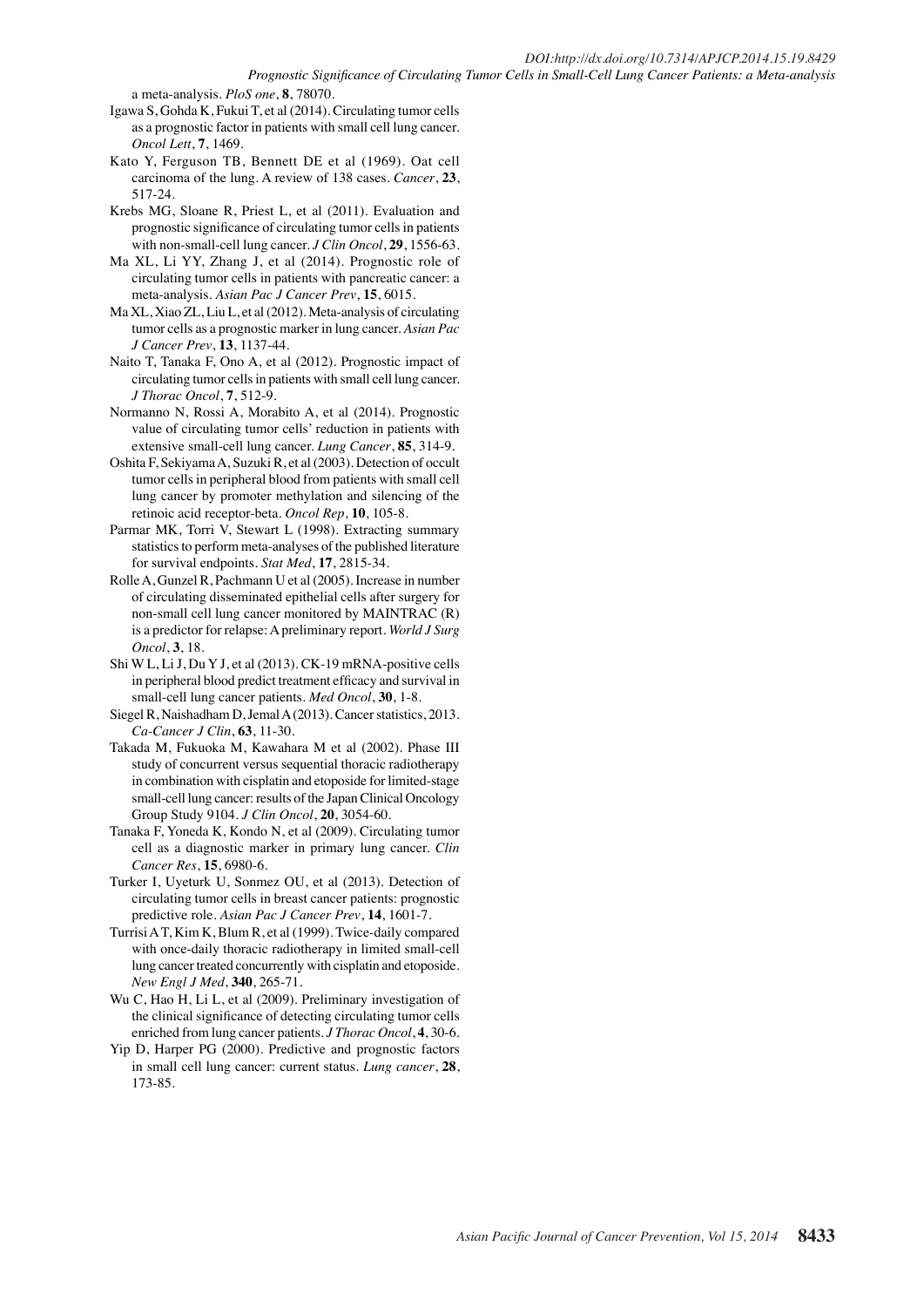a meta-analysis. *PloS one*, **8**, 78070.

Igawa S, Gohda K, Fukui T, et al (2014). Circulating tumor cells as a prognostic factor in patients with small cell lung cancer. *Oncol Lett*, **7**, 1469.

Kato Y, Ferguson TB, Bennett DE et al (1969). Oat cell carcinoma of the lung. A review of 138 cases. *Cancer*, **23**, 517-24.

Krebs MG, Sloane R, Priest L, et al (2011). Evaluation and prognostic significance of circulating tumor cells in patients with non-small-cell lung cancer. *J Clin Oncol*, **29**, 1556-63.

Ma XL, Li YY, Zhang J, et al (2014). Prognostic role of circulating tumor cells in patients with pancreatic cancer: a meta-analysis. *Asian Pac J Cancer Prev*, **15**, 6015.

Ma XL, Xiao ZL, Liu L, et al (2012). Meta-analysis of circulating tumor cells as a prognostic marker in lung cancer. *Asian Pac J Cancer Prev*, **13**, 1137-44.

Naito T, Tanaka F, Ono A, et al (2012). Prognostic impact of circulating tumor cells in patients with small cell lung cancer. *J Thorac Oncol*, **7**, 512-9.

Normanno N, Rossi A, Morabito A, et al (2014). Prognostic value of circulating tumor cells' reduction in patients with extensive small-cell lung cancer. *Lung Cancer*, **85**, 314-9.

Oshita F, Sekiyama A, Suzuki R, et al (2003). Detection of occult tumor cells in peripheral blood from patients with small cell lung cancer by promoter methylation and silencing of the retinoic acid receptor-beta. *Oncol Rep*, **10**, 105-8.

Parmar MK, Torri V, Stewart L (1998). Extracting summary statistics to perform meta-analyses of the published literature for survival endpoints. *Stat Med*, **17**, 2815-34.

Rolle A, Gunzel R, Pachmann U et al (2005). Increase in number of circulating disseminated epithelial cells after surgery for non-small cell lung cancer monitored by MAINTRAC (R) is a predictor for relapse: A preliminary report. *World J Surg Oncol*, **3**, 18.

Shi W L, Li J, Du Y J, et al (2013). CK-19 mRNA-positive cells in peripheral blood predict treatment efficacy and survival in small-cell lung cancer patients. *Med Oncol*, **30**, 1-8.

Siegel R, Naishadham D, Jemal A (2013). Cancer statistics, 2013. *Ca-Cancer J Clin*, **63**, 11-30.

Takada M, Fukuoka M, Kawahara M et al (2002). Phase III study of concurrent versus sequential thoracic radiotherapy in combination with cisplatin and etoposide for limited-stage small-cell lung cancer: results of the Japan Clinical Oncology Group Study 9104. *J Clin Oncol*, **20**, 3054-60.

Tanaka F, Yoneda K, Kondo N, et al (2009). Circulating tumor cell as a diagnostic marker in primary lung cancer. *Clin Cancer Res*, **15**, 6980-6.

Turker I, Uyeturk U, Sonmez OU, et al (2013). Detection of circulating tumor cells in breast cancer patients: prognostic predictive role. *Asian Pac J Cancer Prev*, **14**, 1601-7.

Turrisi A T, Kim K, Blum R, et al (1999). Twice-daily compared with once-daily thoracic radiotherapy in limited small-cell lung cancer treated concurrently with cisplatin and etoposide. *New Engl J Med*, **340**, 265-71.

Wu C, Hao H, Li L, et al (2009). Preliminary investigation of the clinical significance of detecting circulating tumor cells enriched from lung cancer patients. *J Thorac Oncol*, **4**, 30-6.

Yip D, Harper PG (2000). Predictive and prognostic factors in small cell lung cancer: current status. *Lung cancer*, **28**, 173-85.